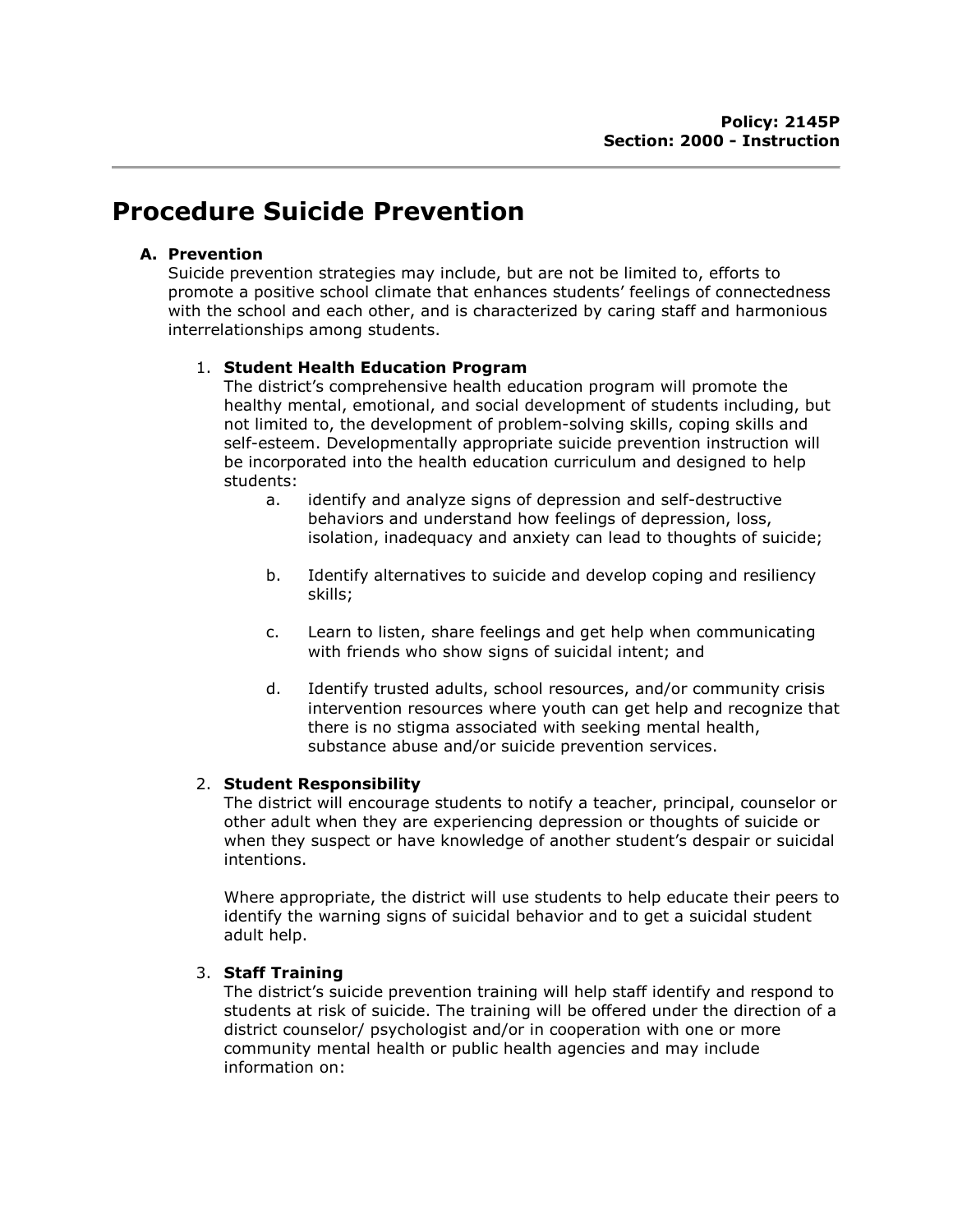**Policy: 2145P**
**Section: 2000 - Instruction**

# Procedure Suicide Prevention

**A. Prevention**

Suicide prevention strategies may include, but are not be limited to, efforts to promote a positive school climate that enhances students' feelings of connectedness with the school and each other, and is characterized by caring staff and harmonious interrelationships among students.

1. **Student Health Education Program**

   The district's comprehensive health education program will promote the healthy mental, emotional, and social development of students including, but not limited to, the development of problem-solving skills, coping skills and self-esteem. Developmentally appropriate suicide prevention instruction will be incorporated into the health education curriculum and designed to help students:

   a. identify and analyze signs of depression and self-destructive behaviors and understand how feelings of depression, loss, isolation, inadequacy and anxiety can lead to thoughts of suicide;

   b. Identify alternatives to suicide and develop coping and resiliency skills;

   c. Learn to listen, share feelings and get help when communicating with friends who show signs of suicidal intent; and

   d. Identify trusted adults, school resources, and/or community crisis intervention resources where youth can get help and recognize that there is no stigma associated with seeking mental health, substance abuse and/or suicide prevention services.

2. **Student Responsibility**

   The district will encourage students to notify a teacher, principal, counselor or other adult when they are experiencing depression or thoughts of suicide or when they suspect or have knowledge of another student's despair or suicidal intentions.

   Where appropriate, the district will use students to help educate their peers to identify the warning signs of suicidal behavior and to get a suicidal student adult help.

3. **Staff Training**

   The district's suicide prevention training will help staff identify and respond to students at risk of suicide. The training will be offered under the direction of a district counselor/ psychologist and/or in cooperation with one or more community mental health or public health agencies and may include information on: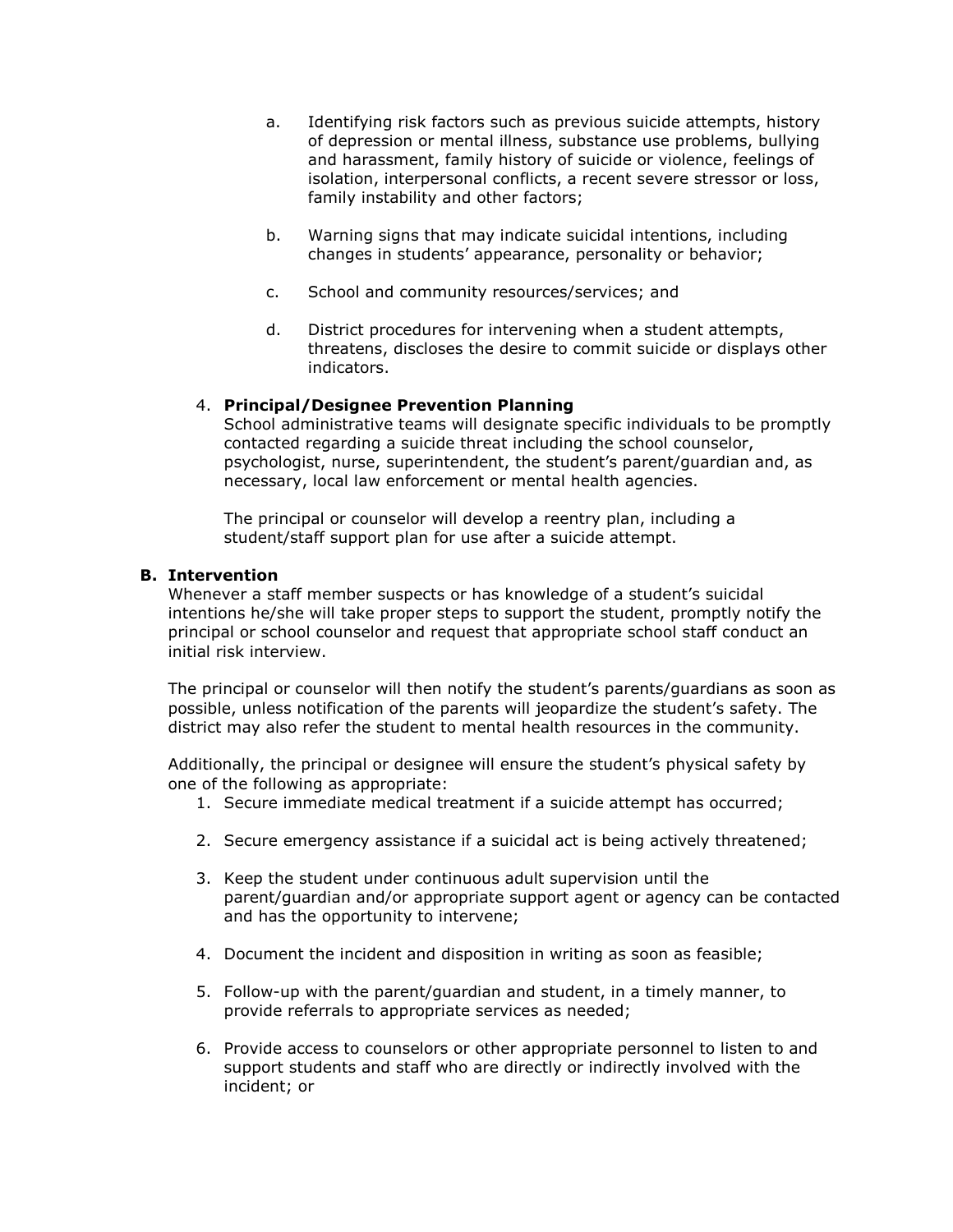a. Identifying risk factors such as previous suicide attempts, history of depression or mental illness, substance use problems, bullying and harassment, family history of suicide or violence, feelings of isolation, interpersonal conflicts, a recent severe stressor or loss, family instability and other factors;

b. Warning signs that may indicate suicidal intentions, including changes in students' appearance, personality or behavior;

c. School and community resources/services; and

d. District procedures for intervening when a student attempts, threatens, discloses the desire to commit suicide or displays other indicators.

4. **Principal/Designee Prevention Planning**
   School administrative teams will designate specific individuals to be promptly contacted regarding a suicide threat including the school counselor, psychologist, nurse, superintendent, the student's parent/guardian and, as necessary, local law enforcement or mental health agencies.

   The principal or counselor will develop a reentry plan, including a student/staff support plan for use after a suicide attempt.

**B. Intervention**

Whenever a staff member suspects or has knowledge of a student's suicidal intentions he/she will take proper steps to support the student, promptly notify the principal or school counselor and request that appropriate school staff conduct an initial risk interview.

The principal or counselor will then notify the student's parents/guardians as soon as possible, unless notification of the parents will jeopardize the student's safety. The district may also refer the student to mental health resources in the community.

Additionally, the principal or designee will ensure the student's physical safety by one of the following as appropriate:

1. Secure immediate medical treatment if a suicide attempt has occurred;

2. Secure emergency assistance if a suicidal act is being actively threatened;

3. Keep the student under continuous adult supervision until the parent/guardian and/or appropriate support agent or agency can be contacted and has the opportunity to intervene;

4. Document the incident and disposition in writing as soon as feasible;

5. Follow-up with the parent/guardian and student, in a timely manner, to provide referrals to appropriate services as needed;

6. Provide access to counselors or other appropriate personnel to listen to and support students and staff who are directly or indirectly involved with the incident; or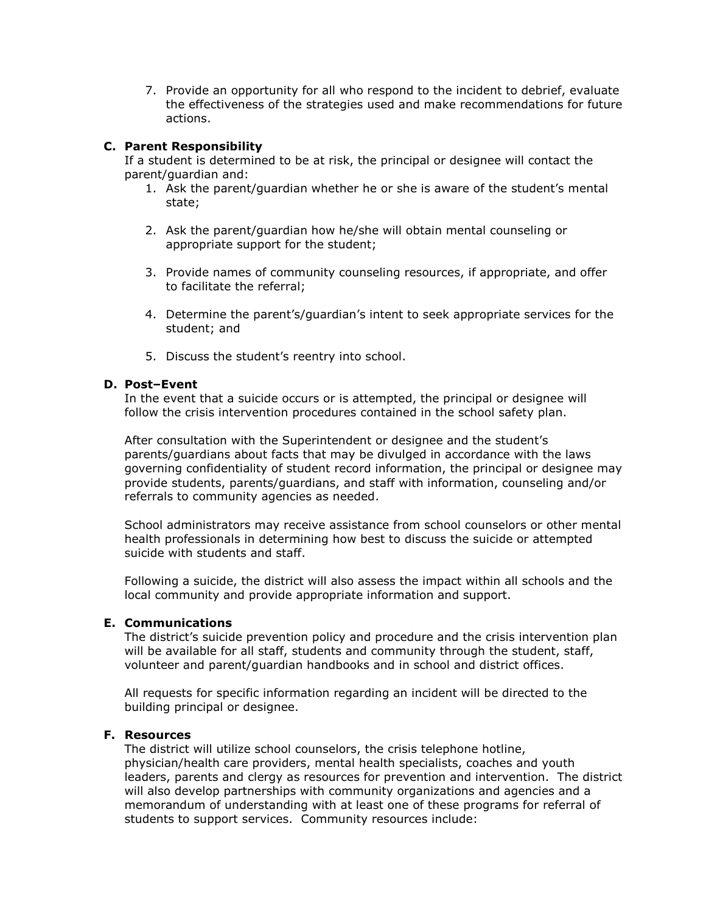7. Provide an opportunity for all who respond to the incident to debrief, evaluate the effectiveness of the strategies used and make recommendations for future actions.

**C. Parent Responsibility**

If a student is determined to be at risk, the principal or designee will contact the parent/guardian and:

1. Ask the parent/guardian whether he or she is aware of the student's mental state;
2. Ask the parent/guardian how he/she will obtain mental counseling or appropriate support for the student;
3. Provide names of community counseling resources, if appropriate, and offer to facilitate the referral;
4. Determine the parent's/guardian's intent to seek appropriate services for the student; and
5. Discuss the student's reentry into school.

**D. Post–Event**

In the event that a suicide occurs or is attempted, the principal or designee will follow the crisis intervention procedures contained in the school safety plan.

After consultation with the Superintendent or designee and the student's parents/guardians about facts that may be divulged in accordance with the laws governing confidentiality of student record information, the principal or designee may provide students, parents/guardians, and staff with information, counseling and/or referrals to community agencies as needed.

School administrators may receive assistance from school counselors or other mental health professionals in determining how best to discuss the suicide or attempted suicide with students and staff.

Following a suicide, the district will also assess the impact within all schools and the local community and provide appropriate information and support.

**E. Communications**

The district's suicide prevention policy and procedure and the crisis intervention plan will be available for all staff, students and community through the student, staff, volunteer and parent/guardian handbooks and in school and district offices.

All requests for specific information regarding an incident will be directed to the building principal or designee.

**F. Resources**

The district will utilize school counselors, the crisis telephone hotline, physician/health care providers, mental health specialists, coaches and youth leaders, parents and clergy as resources for prevention and intervention. The district will also develop partnerships with community organizations and agencies and a memorandum of understanding with at least one of these programs for referral of students to support services. Community resources include: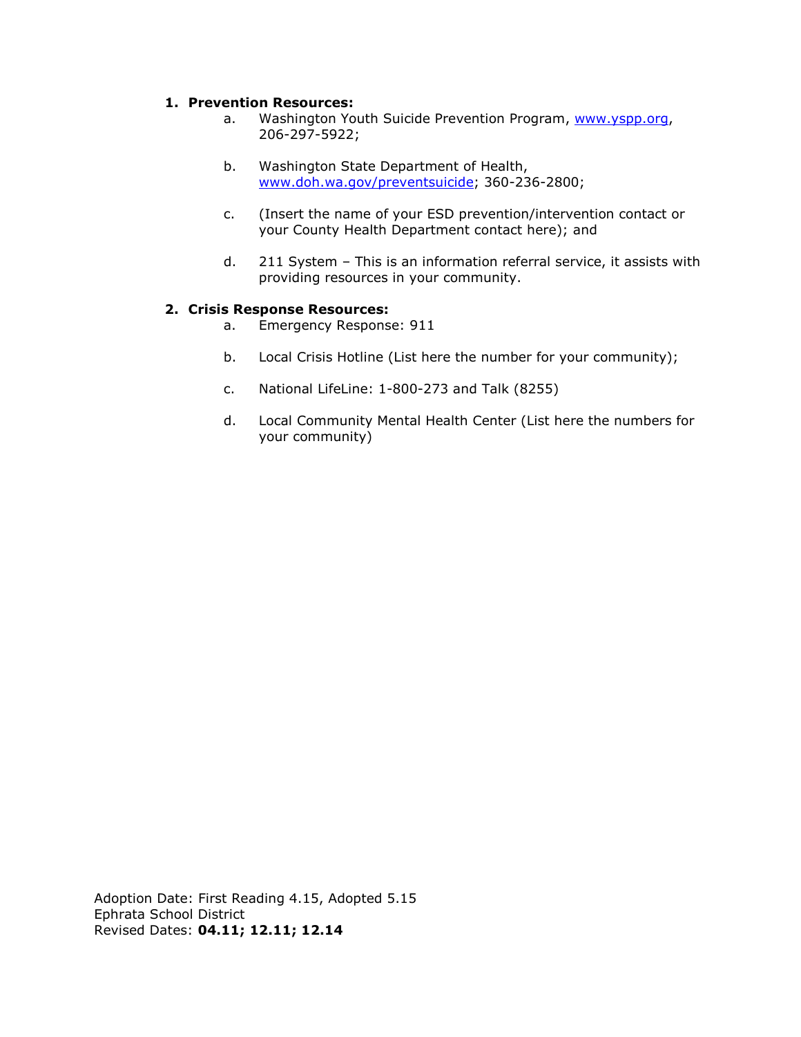1. **Prevention Resources:**
    a. Washington Youth Suicide Prevention Program, www.yspp.org, 206-297-5922;

    b. Washington State Department of Health, www.doh.wa.gov/preventsuicide; 360-236-2800;

    c. (Insert the name of your ESD prevention/intervention contact or your County Health Department contact here); and

    d. 211 System – This is an information referral service, it assists with providing resources in your community.

2. **Crisis Response Resources:**
    a. Emergency Response: 911

    b. Local Crisis Hotline (List here the number for your community);

    c. National LifeLine: 1-800-273 and Talk (8255)

    d. Local Community Mental Health Center (List here the numbers for your community)

Adoption Date: First Reading 4.15, Adopted 5.15
Ephrata School District
Revised Dates: **04.11; 12.11; 12.14**